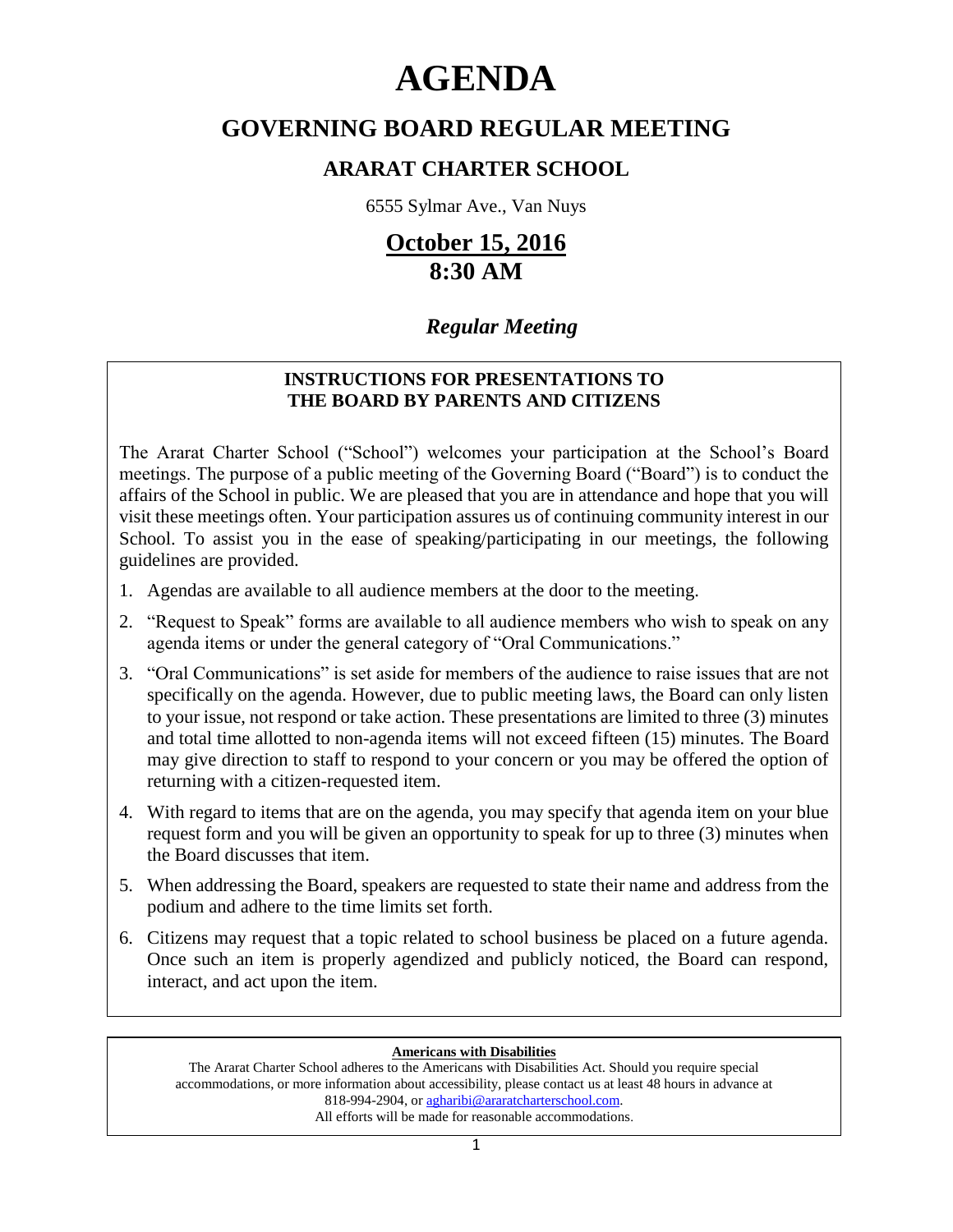# AGENDA

## GOVERNING BOARD REGULAR MEETING

### ARARAT CHARTER SCHOOL

6555 Sylmar Ave., Van Nuys

## October 15, 2016
## 8:30 AM

***Regular Meeting***

---

**INSTRUCTIONS FOR PRESENTATIONS TO THE BOARD BY PARENTS AND CITIZENS**

The Ararat Charter School ("School") welcomes your participation at the School's Board meetings. The purpose of a public meeting of the Governing Board ("Board") is to conduct the affairs of the School in public. We are pleased that you are in attendance and hope that you will visit these meetings often. Your participation assures us of continuing community interest in our School. To assist you in the ease of speaking/participating in our meetings, the following guidelines are provided.

1. Agendas are available to all audience members at the door to the meeting.
2. "Request to Speak" forms are available to all audience members who wish to speak on any agenda items or under the general category of "Oral Communications."
3. "Oral Communications" is set aside for members of the audience to raise issues that are not specifically on the agenda. However, due to public meeting laws, the Board can only listen to your issue, not respond or take action. These presentations are limited to three (3) minutes and total time allotted to non-agenda items will not exceed fifteen (15) minutes. The Board may give direction to staff to respond to your concern or you may be offered the option of returning with a citizen-requested item.
4. With regard to items that are on the agenda, you may specify that agenda item on your blue request form and you will be given an opportunity to speak for up to three (3) minutes when the Board discusses that item.
5. When addressing the Board, speakers are requested to state their name and address from the podium and adhere to the time limits set forth.
6. Citizens may request that a topic related to school business be placed on a future agenda. Once such an item is properly agendized and publicly noticed, the Board can respond, interact, and act upon the item.

---

**Americans with Disabilities**

The Ararat Charter School adheres to the Americans with Disabilities Act. Should you require special accommodations, or more information about accessibility, please contact us at least 48 hours in advance at 818-994-2904, or agharibi@araratcharterschool.com.
All efforts will be made for reasonable accommodations.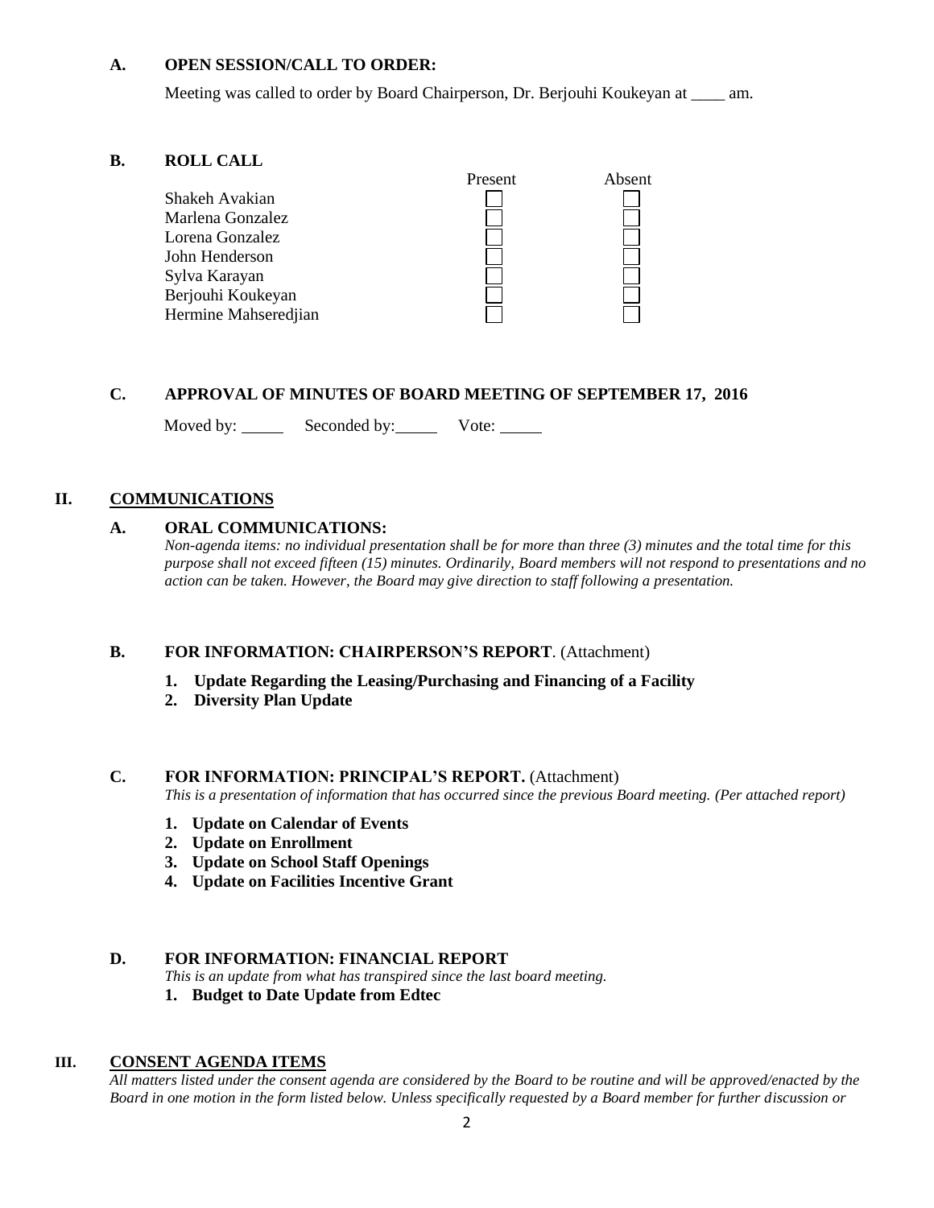### A. OPEN SESSION/CALL TO ORDER:

Meeting was called to order by Board Chairperson, Dr. Berjouhi Koukeyan at ____ am.

### B. ROLL CALL

| | Present | Absent |
|---|---|---|
| Shakeh Avakian | ☐ | ☐ |
| Marlena Gonzalez | ☐ | ☐ |
| Lorena Gonzalez | ☐ | ☐ |
| John Henderson | ☐ | ☐ |
| Sylva Karayan | ☐ | ☐ |
| Berjouhi Koukeyan | ☐ | ☐ |
| Hermine Mahseredjian | ☐ | ☐ |

### C. APPROVAL OF MINUTES OF BOARD MEETING OF SEPTEMBER 17, 2016

Moved by: _____ Seconded by: _____ Vote: _____

## II. COMMUNICATIONS

### A. ORAL COMMUNICATIONS:

*Non-agenda items: no individual presentation shall be for more than three (3) minutes and the total time for this purpose shall not exceed fifteen (15) minutes. Ordinarily, Board members will not respond to presentations and no action can be taken. However, the Board may give direction to staff following a presentation.*

### B. FOR INFORMATION: CHAIRPERSON'S REPORT. (Attachment)

1. **Update Regarding the Leasing/Purchasing and Financing of a Facility**
2. **Diversity Plan Update**

### C. FOR INFORMATION: PRINCIPAL'S REPORT. (Attachment)

*This is a presentation of information that has occurred since the previous Board meeting. (Per attached report)*

1. **Update on Calendar of Events**
2. **Update on Enrollment**
3. **Update on School Staff Openings**
4. **Update on Facilities Incentive Grant**

### D. FOR INFORMATION: FINANCIAL REPORT

*This is an update from what has transpired since the last board meeting.*

1. **Budget to Date Update from Edtec**

## III. CONSENT AGENDA ITEMS

*All matters listed under the consent agenda are considered by the Board to be routine and will be approved/enacted by the Board in one motion in the form listed below. Unless specifically requested by a Board member for further discussion or*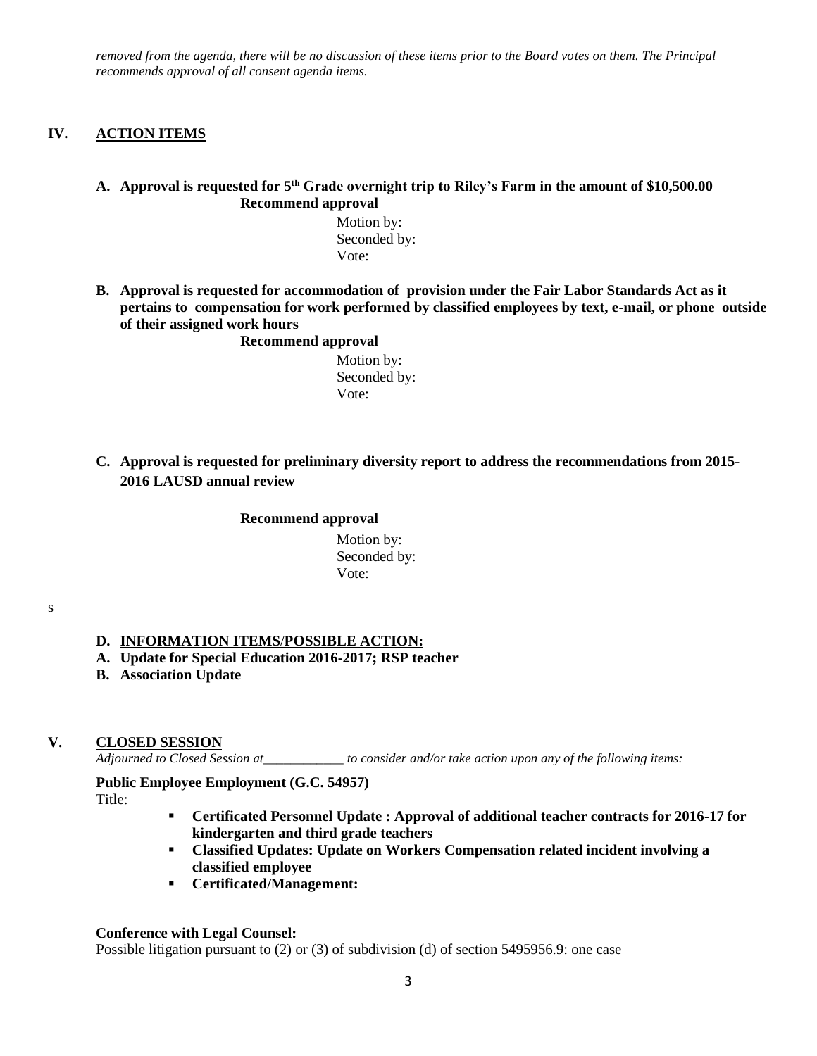*removed from the agenda, there will be no discussion of these items prior to the Board votes on them. The Principal recommends approval of all consent agenda items.*

## IV. ACTION ITEMS

**A. Approval is requested for 5th Grade overnight trip to Riley's Farm in the amount of $10,500.00**

**Recommend approval**

Motion by:
Seconded by:
Vote:

**B. Approval is requested for accommodation of provision under the Fair Labor Standards Act as it pertains to compensation for work performed by classified employees by text, e-mail, or phone outside of their assigned work hours**

**Recommend approval**

Motion by:
Seconded by:
Vote:

**C. Approval is requested for preliminary diversity report to address the recommendations from 2015-2016 LAUSD annual review**

**Recommend approval**

Motion by:
Seconded by:
Vote:

s

**D. INFORMATION ITEMS/POSSIBLE ACTION:**

**A. Update for Special Education 2016-2017; RSP teacher**

**B. Association Update**

## V. CLOSED SESSION

*Adjourned to Closed Session at\_\_\_\_\_\_\_\_\_\_\_\_ to consider and/or take action upon any of the following items:*

**Public Employee Employment (G.C. 54957)**

Title:

- **Certificated Personnel Update : Approval of additional teacher contracts for 2016-17 for kindergarten and third grade teachers**
- **Classified Updates: Update on Workers Compensation related incident involving a classified employee**
- **Certificated/Management:**

**Conference with Legal Counsel:**

Possible litigation pursuant to (2) or (3) of subdivision (d) of section 5495956.9: one case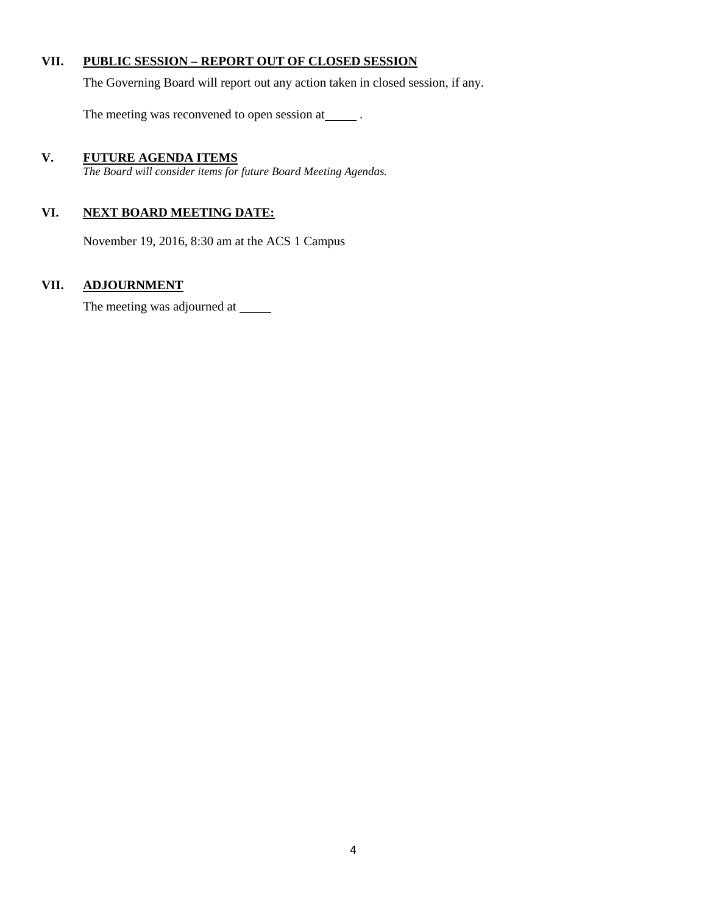### VII. PUBLIC SESSION – REPORT OUT OF CLOSED SESSION

The Governing Board will report out any action taken in closed session, if any.

The meeting was reconvened to open session at_____ .

### V. FUTURE AGENDA ITEMS

*The Board will consider items for future Board Meeting Agendas.*

### VI. NEXT BOARD MEETING DATE:

November 19, 2016, 8:30 am at the ACS 1 Campus

### VII. ADJOURNMENT

The meeting was adjourned at _____